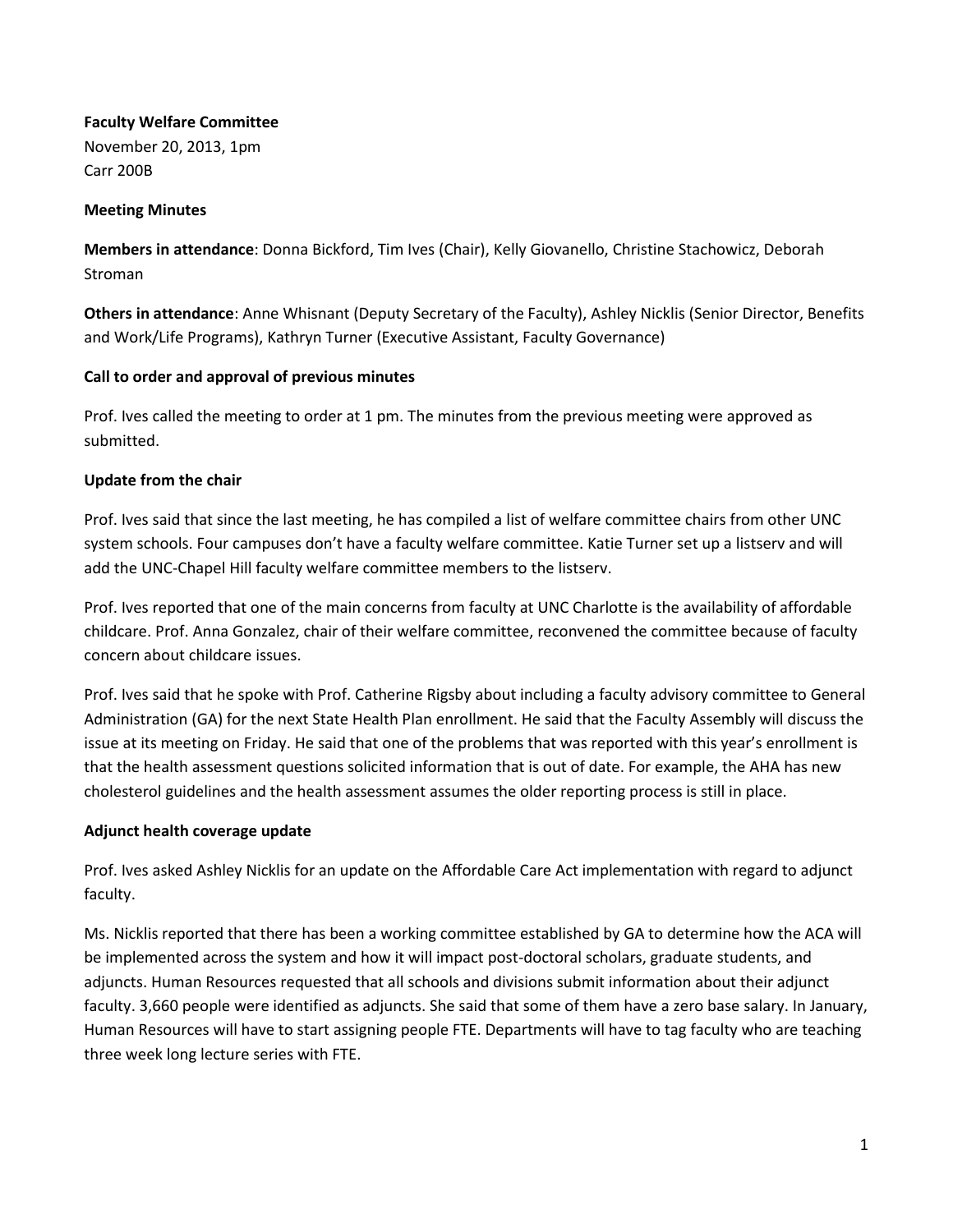**Faculty Welfare Committee**

November 20, 2013, 1pm

Carr 200B

**Meeting Minutes**

**Members in attendance**: Donna Bickford, Tim Ives (Chair), Kelly Giovanello, Christine Stachowicz, Deborah Stroman

**Others in attendance**: Anne Whisnant (Deputy Secretary of the Faculty), Ashley Nicklis (Senior Director, Benefits and Work/Life Programs), Kathryn Turner (Executive Assistant, Faculty Governance)

**Call to order and approval of previous minutes**

Prof. Ives called the meeting to order at 1 pm. The minutes from the previous meeting were approved as submitted.

**Update from the chair**

Prof. Ives said that since the last meeting, he has compiled a list of welfare committee chairs from other UNC system schools. Four campuses don't have a faculty welfare committee. Katie Turner set up a listserv and will add the UNC-Chapel Hill faculty welfare committee members to the listserv.

Prof. Ives reported that one of the main concerns from faculty at UNC Charlotte is the availability of affordable childcare. Prof. Anna Gonzalez, chair of their welfare committee, reconvened the committee because of faculty concern about childcare issues.

Prof. Ives said that he spoke with Prof. Catherine Rigsby about including a faculty advisory committee to General Administration (GA) for the next State Health Plan enrollment. He said that the Faculty Assembly will discuss the issue at its meeting on Friday. He said that one of the problems that was reported with this year's enrollment is that the health assessment questions solicited information that is out of date. For example, the AHA has new cholesterol guidelines and the health assessment assumes the older reporting process is still in place.

**Adjunct health coverage update**

Prof. Ives asked Ashley Nicklis for an update on the Affordable Care Act implementation with regard to adjunct faculty.

Ms. Nicklis reported that there has been a working committee established by GA to determine how the ACA will be implemented across the system and how it will impact post-doctoral scholars, graduate students, and adjuncts. Human Resources requested that all schools and divisions submit information about their adjunct faculty. 3,660 people were identified as adjuncts. She said that some of them have a zero base salary. In January, Human Resources will have to start assigning people FTE. Departments will have to tag faculty who are teaching three week long lecture series with FTE.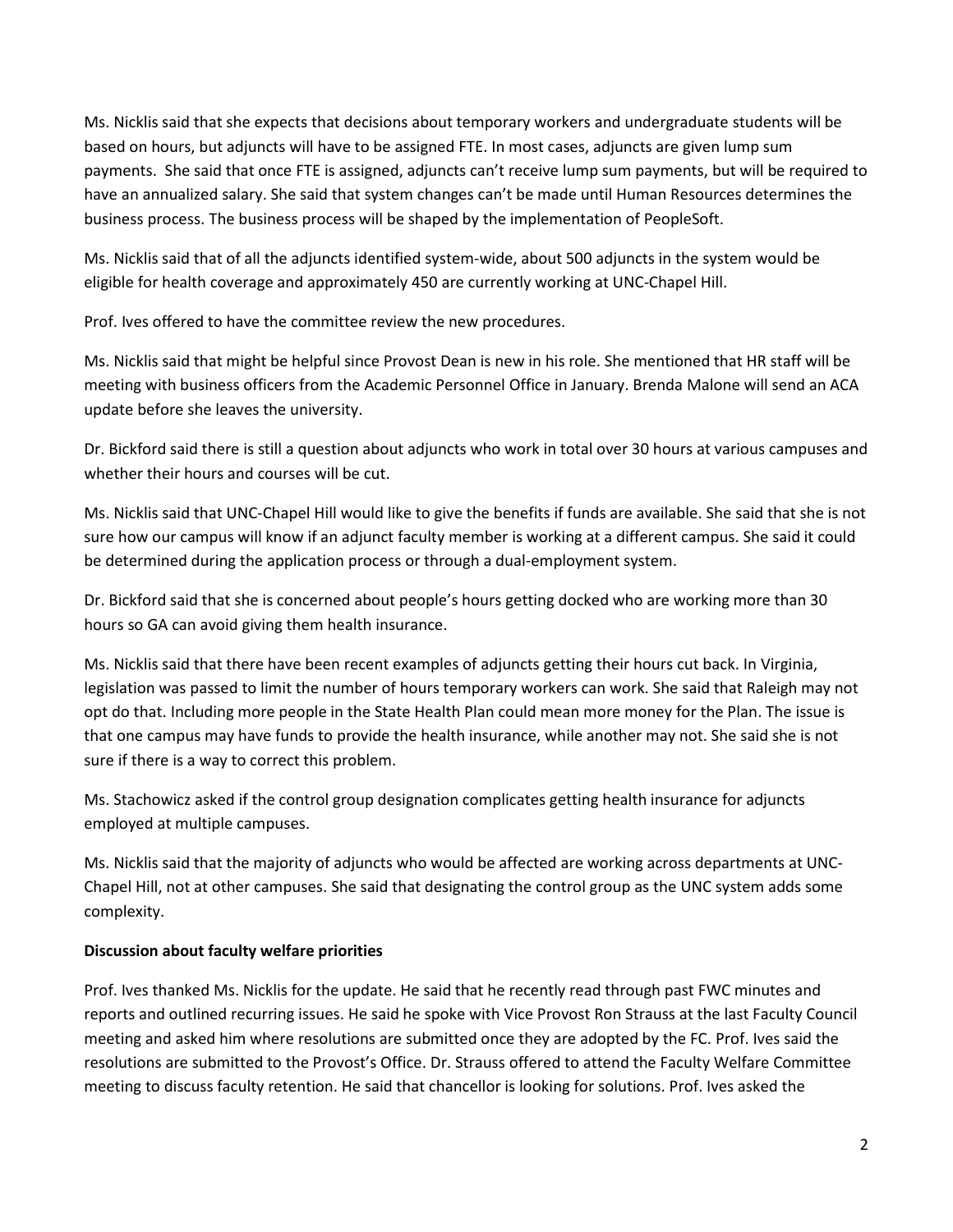Ms. Nicklis said that she expects that decisions about temporary workers and undergraduate students will be based on hours, but adjuncts will have to be assigned FTE. In most cases, adjuncts are given lump sum payments. She said that once FTE is assigned, adjuncts can't receive lump sum payments, but will be required to have an annualized salary. She said that system changes can't be made until Human Resources determines the business process. The business process will be shaped by the implementation of PeopleSoft.

Ms. Nicklis said that of all the adjuncts identified system-wide, about 500 adjuncts in the system would be eligible for health coverage and approximately 450 are currently working at UNC-Chapel Hill.

Prof. Ives offered to have the committee review the new procedures.

Ms. Nicklis said that might be helpful since Provost Dean is new in his role. She mentioned that HR staff will be meeting with business officers from the Academic Personnel Office in January. Brenda Malone will send an ACA update before she leaves the university.

Dr. Bickford said there is still a question about adjuncts who work in total over 30 hours at various campuses and whether their hours and courses will be cut.

Ms. Nicklis said that UNC-Chapel Hill would like to give the benefits if funds are available. She said that she is not sure how our campus will know if an adjunct faculty member is working at a different campus. She said it could be determined during the application process or through a dual-employment system.

Dr. Bickford said that she is concerned about people's hours getting docked who are working more than 30 hours so GA can avoid giving them health insurance.

Ms. Nicklis said that there have been recent examples of adjuncts getting their hours cut back. In Virginia, legislation was passed to limit the number of hours temporary workers can work. She said that Raleigh may not opt do that. Including more people in the State Health Plan could mean more money for the Plan. The issue is that one campus may have funds to provide the health insurance, while another may not. She said she is not sure if there is a way to correct this problem.

Ms. Stachowicz asked if the control group designation complicates getting health insurance for adjuncts employed at multiple campuses.

Ms. Nicklis said that the majority of adjuncts who would be affected are working across departments at UNC-Chapel Hill, not at other campuses. She said that designating the control group as the UNC system adds some complexity.

**Discussion about faculty welfare priorities**

Prof. Ives thanked Ms. Nicklis for the update. He said that he recently read through past FWC minutes and reports and outlined recurring issues. He said he spoke with Vice Provost Ron Strauss at the last Faculty Council meeting and asked him where resolutions are submitted once they are adopted by the FC. Prof. Ives said the resolutions are submitted to the Provost's Office. Dr. Strauss offered to attend the Faculty Welfare Committee meeting to discuss faculty retention. He said that chancellor is looking for solutions. Prof. Ives asked the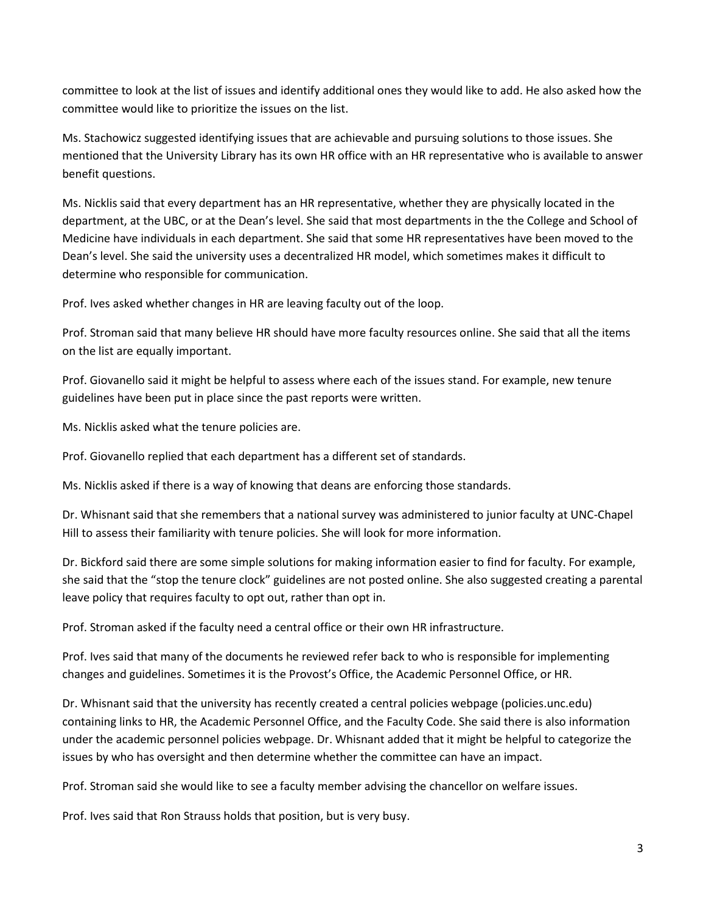committee to look at the list of issues and identify additional ones they would like to add. He also asked how the committee would like to prioritize the issues on the list.

Ms. Stachowicz suggested identifying issues that are achievable and pursuing solutions to those issues. She mentioned that the University Library has its own HR office with an HR representative who is available to answer benefit questions.

Ms. Nicklis said that every department has an HR representative, whether they are physically located in the department, at the UBC, or at the Dean's level. She said that most departments in the the College and School of Medicine have individuals in each department. She said that some HR representatives have been moved to the Dean's level. She said the university uses a decentralized HR model, which sometimes makes it difficult to determine who responsible for communication.

Prof. Ives asked whether changes in HR are leaving faculty out of the loop.

Prof. Stroman said that many believe HR should have more faculty resources online. She said that all the items on the list are equally important.

Prof. Giovanello said it might be helpful to assess where each of the issues stand. For example, new tenure guidelines have been put in place since the past reports were written.

Ms. Nicklis asked what the tenure policies are.

Prof. Giovanello replied that each department has a different set of standards.

Ms. Nicklis asked if there is a way of knowing that deans are enforcing those standards.

Dr. Whisnant said that she remembers that a national survey was administered to junior faculty at UNC-Chapel Hill to assess their familiarity with tenure policies. She will look for more information.

Dr. Bickford said there are some simple solutions for making information easier to find for faculty. For example, she said that the "stop the tenure clock" guidelines are not posted online. She also suggested creating a parental leave policy that requires faculty to opt out, rather than opt in.

Prof. Stroman asked if the faculty need a central office or their own HR infrastructure.

Prof. Ives said that many of the documents he reviewed refer back to who is responsible for implementing changes and guidelines. Sometimes it is the Provost's Office, the Academic Personnel Office, or HR.

Dr. Whisnant said that the university has recently created a central policies webpage (policies.unc.edu) containing links to HR, the Academic Personnel Office, and the Faculty Code. She said there is also information under the academic personnel policies webpage. Dr. Whisnant added that it might be helpful to categorize the issues by who has oversight and then determine whether the committee can have an impact.

Prof. Stroman said she would like to see a faculty member advising the chancellor on welfare issues.

Prof. Ives said that Ron Strauss holds that position, but is very busy.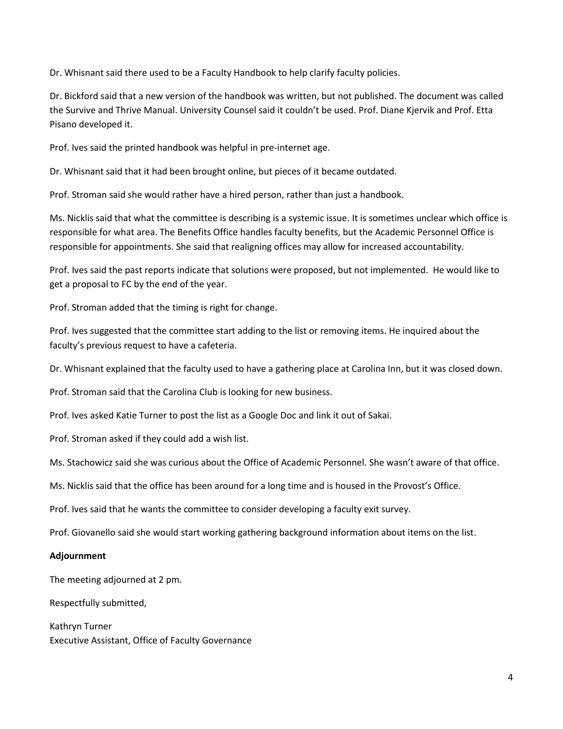Dr. Whisnant said there used to be a Faculty Handbook to help clarify faculty policies.

Dr. Bickford said that a new version of the handbook was written, but not published. The document was called the Survive and Thrive Manual. University Counsel said it couldn't be used. Prof. Diane Kjervik and Prof. Etta Pisano developed it.

Prof. Ives said the printed handbook was helpful in pre-internet age.

Dr. Whisnant said that it had been brought online, but pieces of it became outdated.

Prof. Stroman said she would rather have a hired person, rather than just a handbook.

Ms. Nicklis said that what the committee is describing is a systemic issue. It is sometimes unclear which office is responsible for what area. The Benefits Office handles faculty benefits, but the Academic Personnel Office is responsible for appointments. She said that realigning offices may allow for increased accountability.

Prof. Ives said the past reports indicate that solutions were proposed, but not implemented. He would like to get a proposal to FC by the end of the year.

Prof. Stroman added that the timing is right for change.

Prof. Ives suggested that the committee start adding to the list or removing items. He inquired about the faculty's previous request to have a cafeteria.

Dr. Whisnant explained that the faculty used to have a gathering place at Carolina Inn, but it was closed down.

Prof. Stroman said that the Carolina Club is looking for new business.

Prof. Ives asked Katie Turner to post the list as a Google Doc and link it out of Sakai.

Prof. Stroman asked if they could add a wish list.

Ms. Stachowicz said she was curious about the Office of Academic Personnel. She wasn't aware of that office.

Ms. Nicklis said that the office has been around for a long time and is housed in the Provost's Office.

Prof. Ives said that he wants the committee to consider developing a faculty exit survey.

Prof. Giovanello said she would start working gathering background information about items on the list.

**Adjournment**

The meeting adjourned at 2 pm.

Respectfully submitted,

Kathryn Turner
Executive Assistant, Office of Faculty Governance